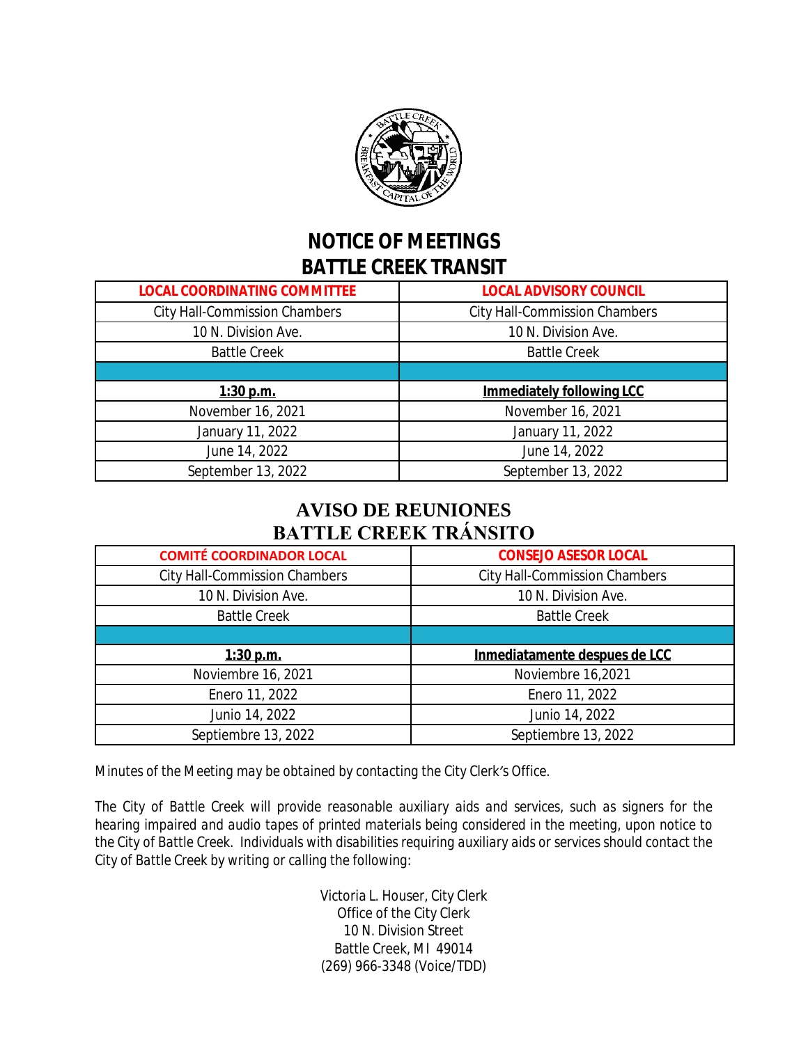# NOTICE OF MEETINGS
# BATTLE CREEK TRANSIT

| LOCAL COORDINATING COMMITTEE | LOCAL ADVISORY COUNCIL |
|---|---|
| City Hall-Commission Chambers | City Hall-Commission Chambers |
| 10 N. Division Ave. | 10 N. Division Ave. |
| Battle Creek | Battle Creek |
| | |
| **1:30 p.m.** | **Immediately following LCC** |
| November 16, 2021 | November 16, 2021 |
| January 11, 2022 | January 11, 2022 |
| June 14, 2022 | June 14, 2022 |
| September 13, 2022 | September 13, 2022 |

# AVISO DE REUNIONES
# BATTLE CREEK TRÁNSITO

| COMITÉ COORDINADOR LOCAL | CONSEJO ASESOR LOCAL |
|---|---|
| City Hall-Commission Chambers | City Hall-Commission Chambers |
| 10 N. Division Ave. | 10 N. Division Ave. |
| Battle Creek | Battle Creek |
| | |
| **1:30 p.m.** | **Inmediatamente despues de LCC** |
| Noviembre 16, 2021 | Noviembre 16,2021 |
| Enero 11, 2022 | Enero 11, 2022 |
| Junio 14, 2022 | Junio 14, 2022 |
| Septiembre 13, 2022 | Septiembre 13, 2022 |

Minutes of the Meeting may be obtained by contacting the City Clerk's Office.

The City of Battle Creek will provide reasonable auxiliary aids and services, such as signers for the hearing impaired and audio tapes of printed materials being considered in the meeting, upon notice to the City of Battle Creek. Individuals with disabilities requiring auxiliary aids or services should contact the City of Battle Creek by writing or calling the following:

Victoria L. Houser, City Clerk
Office of the City Clerk
10 N. Division Street
Battle Creek, MI 49014
(269) 966-3348 (Voice/TDD)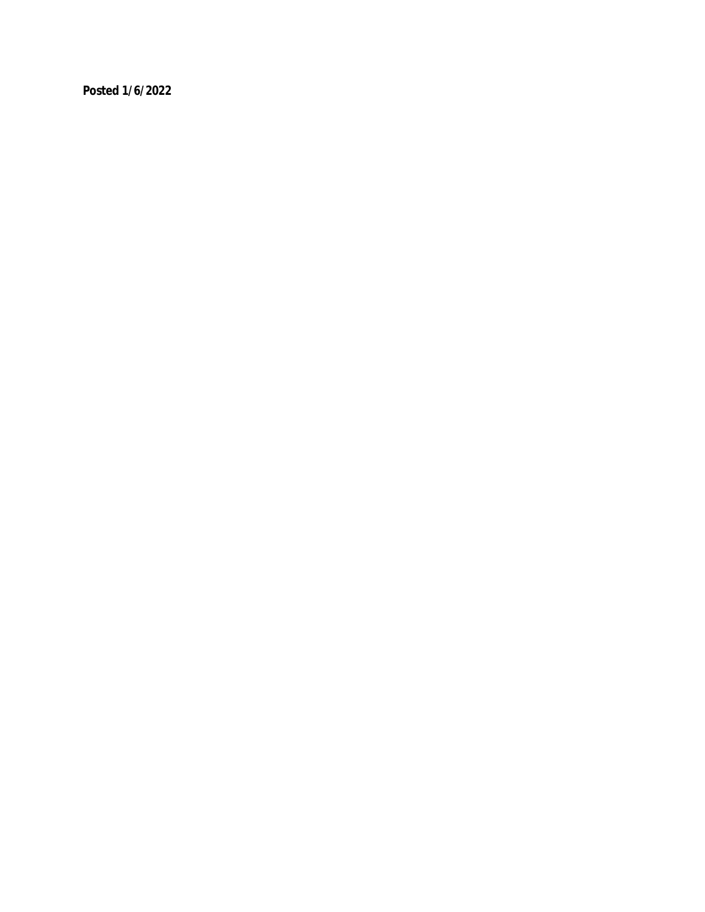**Posted 1/6/2022**